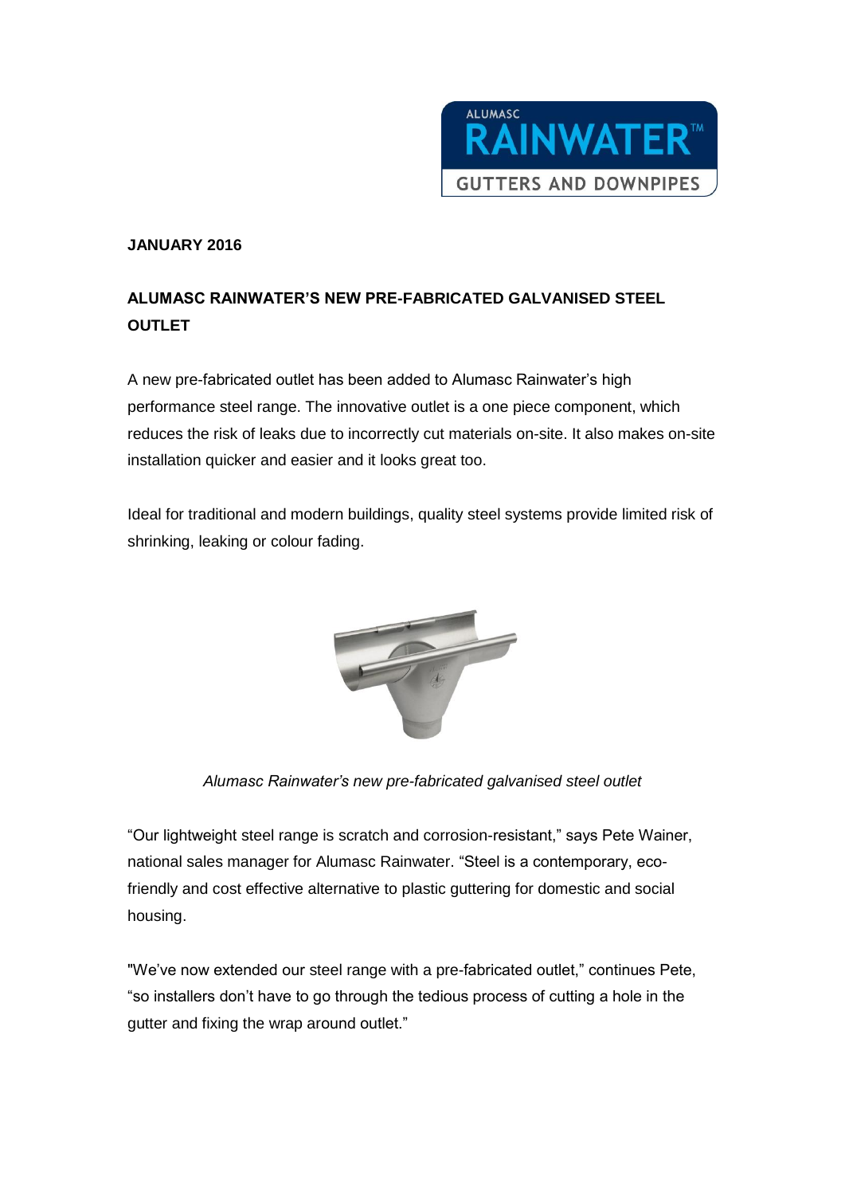ALUMASC RAINWATER™ GUTTERS AND DOWNPIPES

**JANUARY 2016**

**ALUMASC RAINWATER'S NEW PRE-FABRICATED GALVANISED STEEL OUTLET**

A new pre-fabricated outlet has been added to Alumasc Rainwater's high performance steel range. The innovative outlet is a one piece component, which reduces the risk of leaks due to incorrectly cut materials on-site. It also makes on-site installation quicker and easier and it looks great too.

Ideal for traditional and modern buildings, quality steel systems provide limited risk of shrinking, leaking or colour fading.

*Alumasc Rainwater's new pre-fabricated galvanised steel outlet*

"Our lightweight steel range is scratch and corrosion-resistant," says Pete Wainer, national sales manager for Alumasc Rainwater. "Steel is a contemporary, eco-friendly and cost effective alternative to plastic guttering for domestic and social housing.

"We've now extended our steel range with a pre-fabricated outlet," continues Pete, "so installers don't have to go through the tedious process of cutting a hole in the gutter and fixing the wrap around outlet."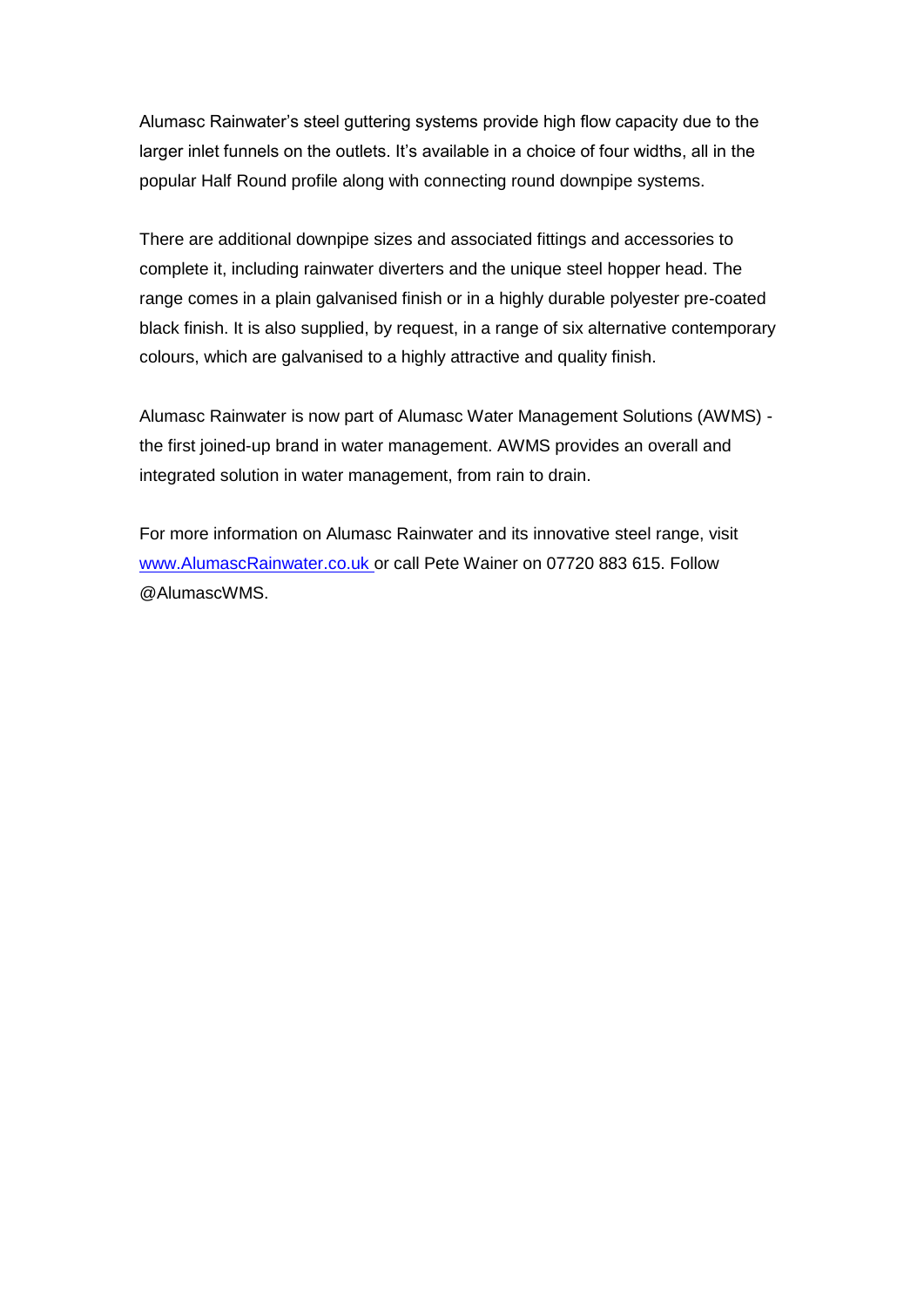Alumasc Rainwater's steel guttering systems provide high flow capacity due to the larger inlet funnels on the outlets. It's available in a choice of four widths, all in the popular Half Round profile along with connecting round downpipe systems.

There are additional downpipe sizes and associated fittings and accessories to complete it, including rainwater diverters and the unique steel hopper head. The range comes in a plain galvanised finish or in a highly durable polyester pre-coated black finish. It is also supplied, by request, in a range of six alternative contemporary colours, which are galvanised to a highly attractive and quality finish.

Alumasc Rainwater is now part of Alumasc Water Management Solutions (AWMS) - the first joined-up brand in water management. AWMS provides an overall and integrated solution in water management, from rain to drain.

For more information on Alumasc Rainwater and its innovative steel range, visit [www.AlumascRainwater.co.uk](http://www.AlumascRainwater.co.uk) or call Pete Wainer on 07720 883 615. Follow @AlumascWMS.